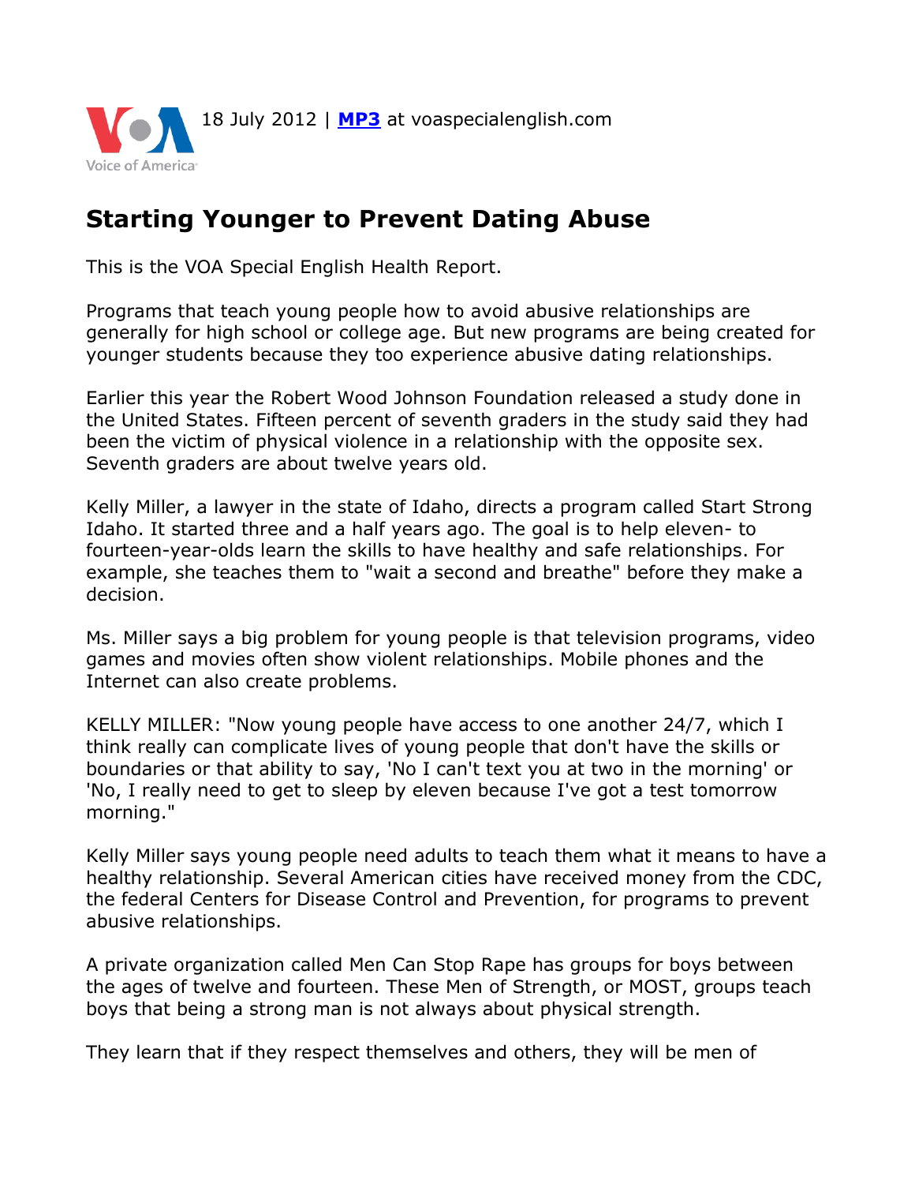18 July 2012 | **MP3** at voaspecialenglish.com

# Starting Younger to Prevent Dating Abuse

This is the VOA Special English Health Report.

Programs that teach young people how to avoid abusive relationships are generally for high school or college age. But new programs are being created for younger students because they too experience abusive dating relationships.

Earlier this year the Robert Wood Johnson Foundation released a study done in the United States. Fifteen percent of seventh graders in the study said they had been the victim of physical violence in a relationship with the opposite sex. Seventh graders are about twelve years old.

Kelly Miller, a lawyer in the state of Idaho, directs a program called Start Strong Idaho. It started three and a half years ago. The goal is to help eleven- to fourteen-year-olds learn the skills to have healthy and safe relationships. For example, she teaches them to "wait a second and breathe" before they make a decision.

Ms. Miller says a big problem for young people is that television programs, video games and movies often show violent relationships. Mobile phones and the Internet can also create problems.

KELLY MILLER: "Now young people have access to one another 24/7, which I think really can complicate lives of young people that don't have the skills or boundaries or that ability to say, 'No I can't text you at two in the morning' or 'No, I really need to get to sleep by eleven because I've got a test tomorrow morning."

Kelly Miller says young people need adults to teach them what it means to have a healthy relationship. Several American cities have received money from the CDC, the federal Centers for Disease Control and Prevention, for programs to prevent abusive relationships.

A private organization called Men Can Stop Rape has groups for boys between the ages of twelve and fourteen. These Men of Strength, or MOST, groups teach boys that being a strong man is not always about physical strength.

They learn that if they respect themselves and others, they will be men of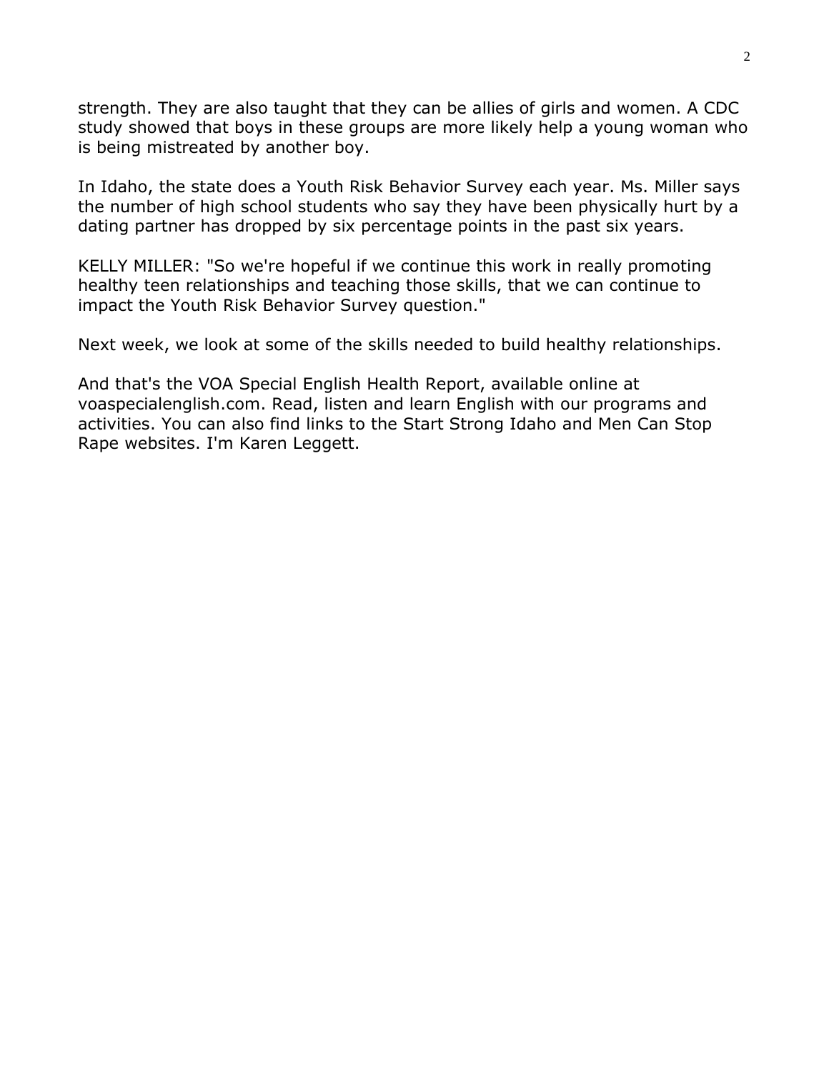strength. They are also taught that they can be allies of girls and women. A CDC study showed that boys in these groups are more likely help a young woman who is being mistreated by another boy.

In Idaho, the state does a Youth Risk Behavior Survey each year. Ms. Miller says the number of high school students who say they have been physically hurt by a dating partner has dropped by six percentage points in the past six years.

KELLY MILLER: "So we're hopeful if we continue this work in really promoting healthy teen relationships and teaching those skills, that we can continue to impact the Youth Risk Behavior Survey question."

Next week, we look at some of the skills needed to build healthy relationships.

And that's the VOA Special English Health Report, available online at voaspecialenglish.com. Read, listen and learn English with our programs and activities. You can also find links to the Start Strong Idaho and Men Can Stop Rape websites. I'm Karen Leggett.